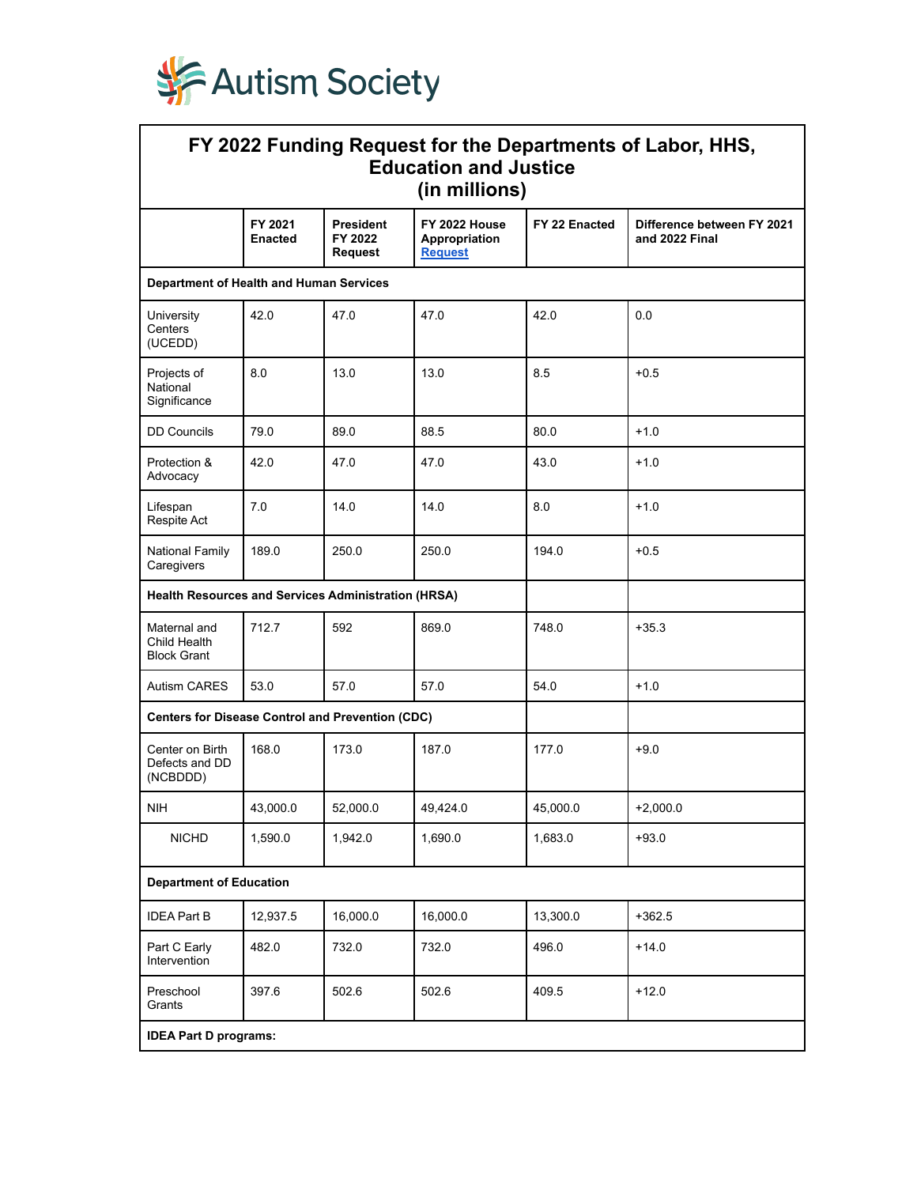Autism Society

| FY 2022 Funding Request for the Departments of Labor, HHS, Education and Justice (in millions) | | | | | |
|---|---|---|---|---|---|
| | **FY 2021 Enacted** | **President FY 2022 Request** | **FY 2022 House Appropriation Request** | **FY 22 Enacted** | **Difference between FY 2021 and 2022 Final** |
| **Department of Health and Human Services** | | | | | |
| University Centers (UCEDD) | 42.0 | 47.0 | 47.0 | 42.0 | 0.0 |
| Projects of National Significance | 8.0 | 13.0 | 13.0 | 8.5 | +0.5 |
| DD Councils | 79.0 | 89.0 | 88.5 | 80.0 | +1.0 |
| Protection & Advocacy | 42.0 | 47.0 | 47.0 | 43.0 | +1.0 |
| Lifespan Respite Act | 7.0 | 14.0 | 14.0 | 8.0 | +1.0 |
| National Family Caregivers | 189.0 | 250.0 | 250.0 | 194.0 | +0.5 |
| **Health Resources and Services Administration (HRSA)** | | | | | |
| Maternal and Child Health Block Grant | 712.7 | 592 | 869.0 | 748.0 | +35.3 |
| Autism CARES | 53.0 | 57.0 | 57.0 | 54.0 | +1.0 |
| **Centers for Disease Control and Prevention (CDC)** | | | | | |
| Center on Birth Defects and DD (NCBDDD) | 168.0 | 173.0 | 187.0 | 177.0 | +9.0 |
| NIH | 43,000.0 | 52,000.0 | 49,424.0 | 45,000.0 | +2,000.0 |
| NICHD | 1,590.0 | 1,942.0 | 1,690.0 | 1,683.0 | +93.0 |
| **Department of Education** | | | | | |
| IDEA Part B | 12,937.5 | 16,000.0 | 16,000.0 | 13,300.0 | +362.5 |
| Part C Early Intervention | 482.0 | 732.0 | 732.0 | 496.0 | +14.0 |
| Preschool Grants | 397.6 | 502.6 | 502.6 | 409.5 | +12.0 |
| **IDEA Part D programs:** | | | | | |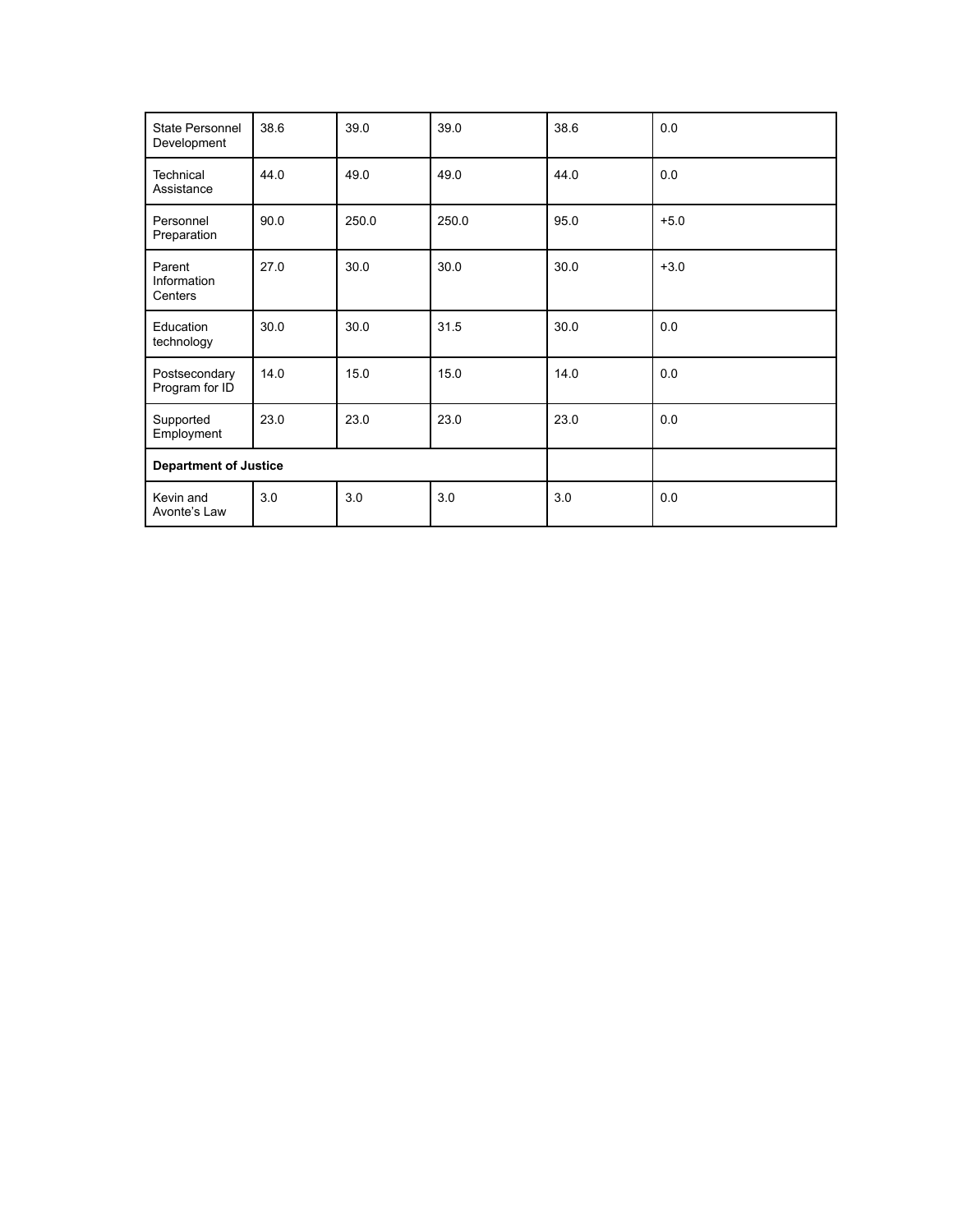| | | | | | |
|---|---|---|---|---|---|
| State Personnel Development | 38.6 | 39.0 | 39.0 | 38.6 | 0.0 |
| Technical Assistance | 44.0 | 49.0 | 49.0 | 44.0 | 0.0 |
| Personnel Preparation | 90.0 | 250.0 | 250.0 | 95.0 | +5.0 |
| Parent Information Centers | 27.0 | 30.0 | 30.0 | 30.0 | +3.0 |
| Education technology | 30.0 | 30.0 | 31.5 | 30.0 | 0.0 |
| Postsecondary Program for ID | 14.0 | 15.0 | 15.0 | 14.0 | 0.0 |
| Supported Employment | 23.0 | 23.0 | 23.0 | 23.0 | 0.0 |
| **Department of Justice** | | | | | |
| Kevin and Avonte's Law | 3.0 | 3.0 | 3.0 | 3.0 | 0.0 |